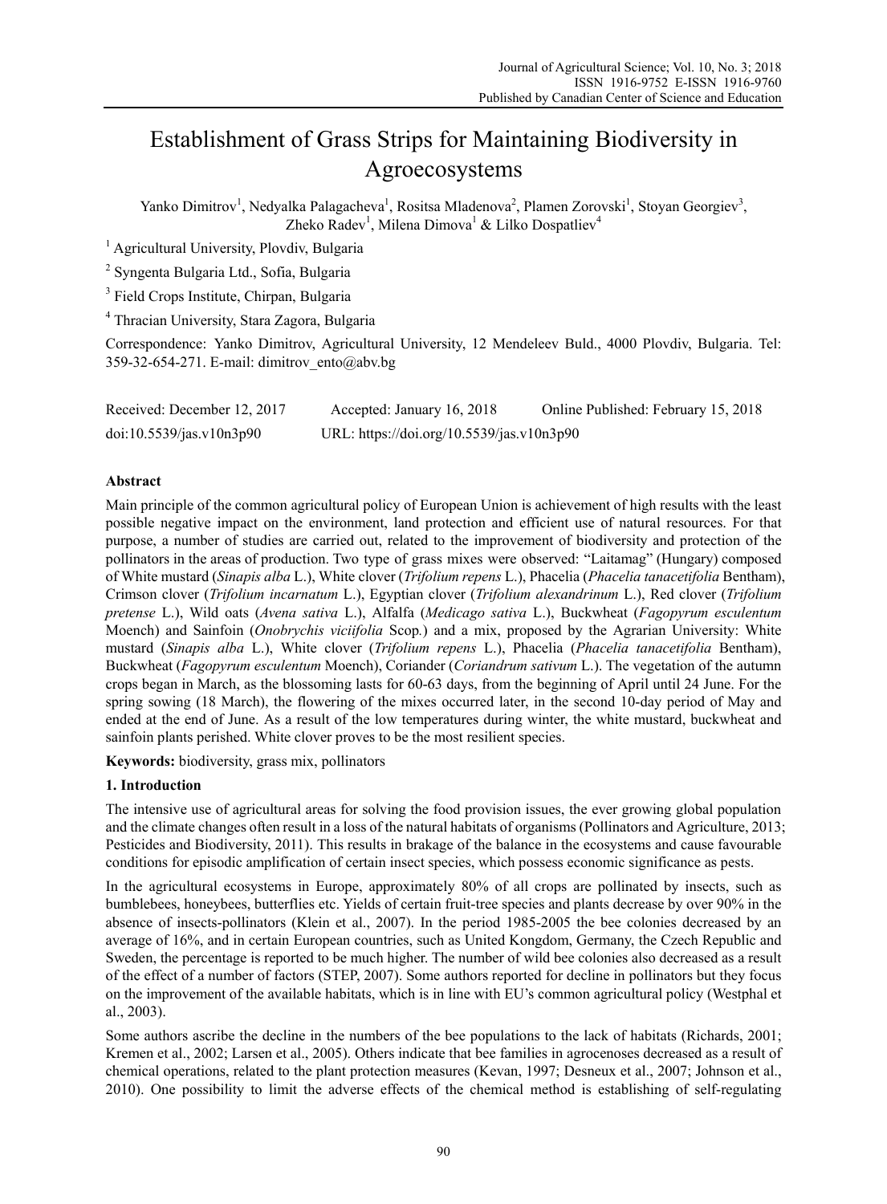# Establishment of Grass Strips for Maintaining Biodiversity in Agroecosystems

Yanko Dimitrov[1], Nedyalka Palagacheva[1], Rositsa Mladenova[2], Plamen Zorovski[1], Stoyan Georgiev[3], Zheko Radev[1], Milena Dimova[1] & Lilko Dospatliev[4]

[1] Agricultural University, Plovdiv, Bulgaria

[2] Syngenta Bulgaria Ltd., Sofia, Bulgaria

[3] Field Crops Institute, Chirpan, Bulgaria

[4] Thracian University, Stara Zagora, Bulgaria

Correspondence: Yanko Dimitrov, Agricultural University, 12 Mendeleev Buld., 4000 Plovdiv, Bulgaria. Tel: 359-32-654-271. E-mail: dimitrov_ento@abv.bg

Received: December 12, 2017 Accepted: January 16, 2018 Online Published: February 15, 2018

doi:10.5539/jas.v10n3p90 URL: https://doi.org/10.5539/jas.v10n3p90

## Abstract

Main principle of the common agricultural policy of European Union is achievement of high results with the least possible negative impact on the environment, land protection and efficient use of natural resources. For that purpose, a number of studies are carried out, related to the improvement of biodiversity and protection of the pollinators in the areas of production. Two type of grass mixes were observed: "Laitamag" (Hungary) composed of White mustard (*Sinapis alba* L.), White clover (*Trifolium repens* L.), Phacelia (*Phacelia tanacetifolia* Bentham), Crimson clover (*Trifolium incarnatum* L.), Egyptian clover (*Trifolium alexandrinum* L.), Red clover (*Trifolium pretense* L.), Wild oats (*Avena sativa* L.), Alfalfa (*Medicago sativa* L.), Buckwheat (*Fagopyrum esculentum* Moench) and Sainfoin (*Onobrychis viciifolia* Scop.) and a mix, proposed by the Agrarian University: White mustard (*Sinapis alba* L.), White clover (*Trifolium repens* L.), Phacelia (*Phacelia tanacetifolia* Bentham), Buckwheat (*Fagopyrum esculentum* Moench), Coriander (*Coriandrum sativum* L.). The vegetation of the autumn crops began in March, as the blossoming lasts for 60-63 days, from the beginning of April until 24 June. For the spring sowing (18 March), the flowering of the mixes occurred later, in the second 10-day period of May and ended at the end of June. As a result of the low temperatures during winter, the white mustard, buckwheat and sainfoin plants perished. White clover proves to be the most resilient species.

**Keywords:** biodiversity, grass mix, pollinators

## 1. Introduction

The intensive use of agricultural areas for solving the food provision issues, the ever growing global population and the climate changes often result in a loss of the natural habitats of organisms (Pollinators and Agriculture, 2013; Pesticides and Biodiversity, 2011). This results in brakage of the balance in the ecosystems and cause favourable conditions for episodic amplification of certain insect species, which possess economic significance as pests.

In the agricultural ecosystems in Europe, approximately 80% of all crops are pollinated by insects, such as bumblebees, honeybees, butterflies etc. Yields of certain fruit-tree species and plants decrease by over 90% in the absence of insects-pollinators (Klein et al., 2007). In the period 1985-2005 the bee colonies decreased by an average of 16%, and in certain European countries, such as United Kongdom, Germany, the Czech Republic and Sweden, the percentage is reported to be much higher. The number of wild bee colonies also decreased as a result of the effect of a number of factors (STEP, 2007). Some authors reported for decline in pollinators but they focus on the improvement of the available habitats, which is in line with EU's common agricultural policy (Westphal et al., 2003).

Some authors ascribe the decline in the numbers of the bee populations to the lack of habitats (Richards, 2001; Kremen et al., 2002; Larsen et al., 2005). Others indicate that bee families in agrocenoses decreased as a result of chemical operations, related to the plant protection measures (Kevan, 1997; Desneux et al., 2007; Johnson et al., 2010). One possibility to limit the adverse effects of the chemical method is establishing of self-regulating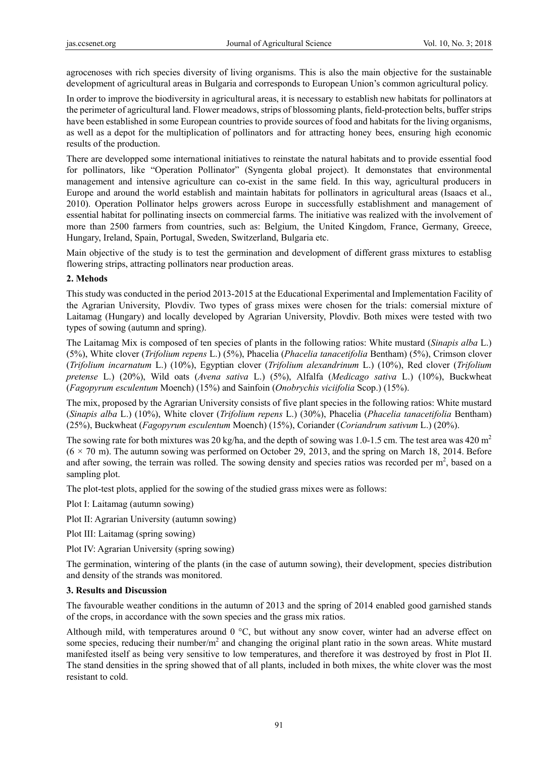agrocenoses with rich species diversity of living organisms. This is also the main objective for the sustainable development of agricultural areas in Bulgaria and corresponds to European Union's common agricultural policy.

In order to improve the biodiversity in agricultural areas, it is necessary to establish new habitats for pollinators at the perimeter of agricultural land. Flower meadows, strips of blossoming plants, field-protection belts, buffer strips have been established in some European countries to provide sources of food and habitats for the living organisms, as well as a depot for the multiplication of pollinators and for attracting honey bees, ensuring high economic results of the production.

There are developped some international initiatives to reinstate the natural habitats and to provide essential food for pollinators, like "Operation Pollinator" (Syngenta global project). It demonstates that environmental management and intensive agriculture can co-exist in the same field. In this way, agricultural producers in Europe and around the world establish and maintain habitats for pollinators in agricultural areas (Isaacs et al., 2010). Operation Pollinator helps growers across Europe in successfully establishment and management of essential habitat for pollinating insects on commercial farms. The initiative was realized with the involvement of more than 2500 farmers from countries, such as: Belgium, the United Kingdom, France, Germany, Greece, Hungary, Ireland, Spain, Portugal, Sweden, Switzerland, Bulgaria etc.

Main objective of the study is to test the germination and development of different grass mixtures to establisg flowering strips, attracting pollinators near production areas.

## 2. Mehods

This study was conducted in the period 2013-2015 at the Educational Experimental and Implementation Facility of the Agrarian University, Plovdiv. Two types of grass mixes were chosen for the trials: comersial mixture of Laitamag (Hungary) and locally developed by Agrarian University, Plovdiv. Both mixes were tested with two types of sowing (autumn and spring).

The Laitamag Mix is composed of ten species of plants in the following ratios: White mustard (*Sinapis alba* L.) (5%), White clover (*Trifolium repens* L.) (5%), Phacelia (*Phacelia tanacetifolia* Bentham) (5%), Crimson clover (*Trifolium incarnatum* L.) (10%), Egyptian clover (*Trifolium alexandrinum* L.) (10%), Red clover (*Trifolium pretense* L.) (20%), Wild oats (*Avena sativa* L.) (5%), Alfalfa (*Medicago sativa* L.) (10%), Buckwheat (*Fagopyrum esculentum* Moench) (15%) and Sainfoin (*Onobrychis viciifolia* Scop.) (15%).

The mix, proposed by the Agrarian University consists of five plant species in the following ratios: White mustard (*Sinapis alba* L.) (10%), White clover (*Trifolium repens* L.) (30%), Phacelia (*Phacelia tanacetifolia* Bentham) (25%), Buckwheat (*Fagopyrum esculentum* Moench) (15%), Coriander (*Coriandrum sativum* L.) (20%).

The sowing rate for both mixtures was 20 kg/ha, and the depth of sowing was 1.0-1.5 cm. The test area was 420 m$^2$ (6 × 70 m). The autumn sowing was performed on October 29, 2013, and the spring on March 18, 2014. Before and after sowing, the terrain was rolled. The sowing density and species ratios was recorded per m$^2$, based on a sampling plot.

The plot-test plots, applied for the sowing of the studied grass mixes were as follows:

Plot I: Laitamag (autumn sowing)

Plot II: Agrarian University (autumn sowing)

Plot III: Laitamag (spring sowing)

Plot IV: Agrarian University (spring sowing)

The germination, wintering of the plants (in the case of autumn sowing), their development, species distribution and density of the strands was monitored.

## 3. Results and Discussion

The favourable weather conditions in the autumn of 2013 and the spring of 2014 enabled good garnished stands of the crops, in accordance with the sown species and the grass mix ratios.

Although mild, with temperatures around 0 °C, but without any snow cover, winter had an adverse effect on some species, reducing their number/m$^2$ and changing the original plant ratio in the sown areas. White mustard manifested itself as being very sensitive to low temperatures, and therefore it was destroyed by frost in Plot II. The stand densities in the spring showed that of all plants, included in both mixes, the white clover was the most resistant to cold.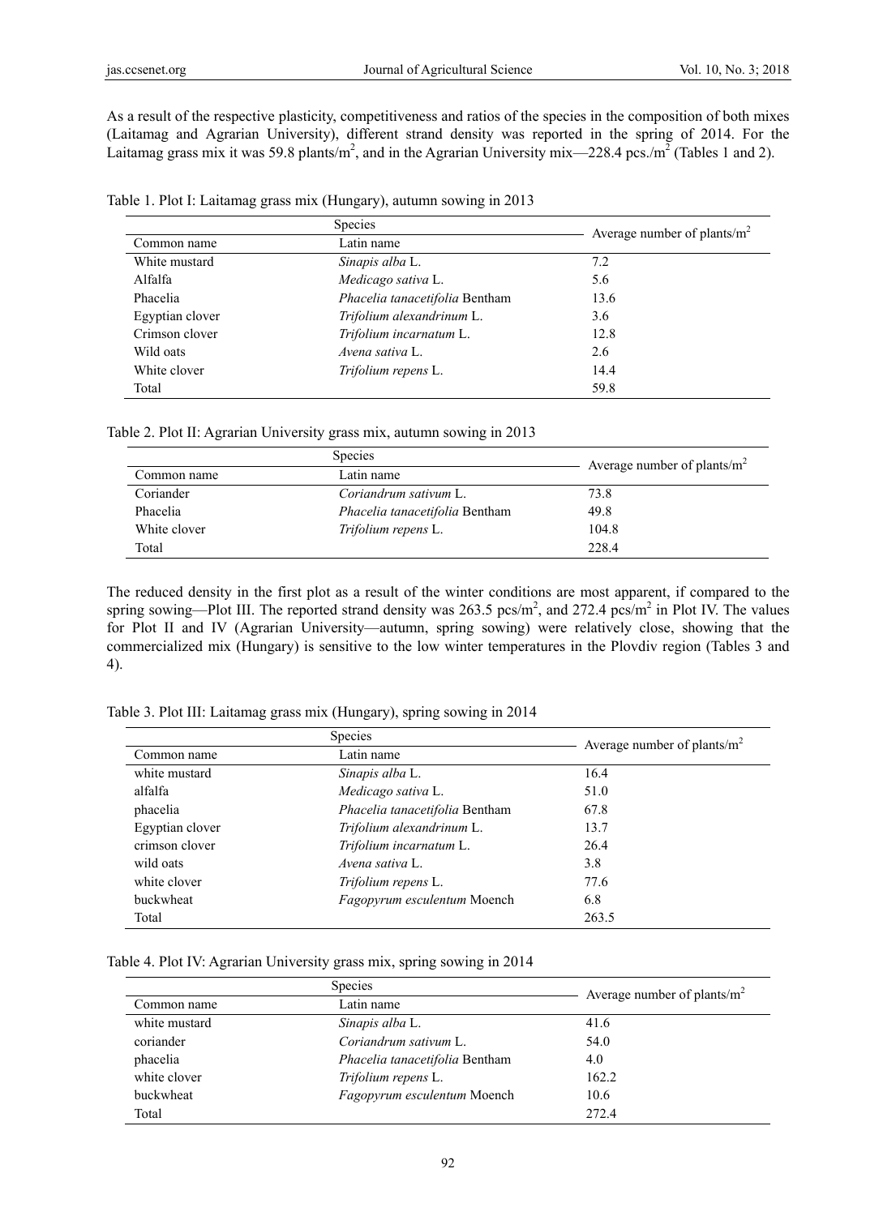As a result of the respective plasticity, competitiveness and ratios of the species in the composition of both mixes (Laitamag and Agrarian University), different strand density was reported in the spring of 2014. For the Laitamag grass mix it was 59.8 plants/m$^2$, and in the Agrarian University mix—228.4 pcs./m$^2$ (Tables 1 and 2).

Table 1. Plot I: Laitamag grass mix (Hungary), autumn sowing in 2013

| Species | | Average number of plants/m$^2$ |
|---|---|---|
| Common name | Latin name | |
| White mustard | *Sinapis alba* L. | 7.2 |
| Alfalfa | *Medicago sativa* L. | 5.6 |
| Phacelia | *Phacelia tanacetifolia* Bentham | 13.6 |
| Egyptian clover | *Trifolium alexandrinum* L. | 3.6 |
| Crimson clover | *Trifolium incarnatum* L. | 12.8 |
| Wild oats | *Avena sativa* L. | 2.6 |
| White clover | *Trifolium repens* L. | 14.4 |
| Total | | 59.8 |

Table 2. Plot II: Agrarian University grass mix, autumn sowing in 2013

| Species | | Average number of plants/m$^2$ |
|---|---|---|
| Common name | Latin name | |
| Coriander | *Coriandrum sativum* L. | 73.8 |
| Phacelia | *Phacelia tanacetifolia* Bentham | 49.8 |
| White clover | *Trifolium repens* L. | 104.8 |
| Total | | 228.4 |

The reduced density in the first plot as a result of the winter conditions are most apparent, if compared to the spring sowing—Plot III. The reported strand density was 263.5 pcs/m$^2$, and 272.4 pcs/m$^2$ in Plot IV. The values for Plot II and IV (Agrarian University—autumn, spring sowing) were relatively close, showing that the commercialized mix (Hungary) is sensitive to the low winter temperatures in the Plovdiv region (Tables 3 and 4).

Table 3. Plot III: Laitamag grass mix (Hungary), spring sowing in 2014

| Species | | Average number of plants/m$^2$ |
|---|---|---|
| Common name | Latin name | |
| white mustard | *Sinapis alba* L. | 16.4 |
| alfalfa | *Medicago sativa* L. | 51.0 |
| phacelia | *Phacelia tanacetifolia* Bentham | 67.8 |
| Egyptian clover | *Trifolium alexandrinum* L. | 13.7 |
| crimson clover | *Trifolium incarnatum* L. | 26.4 |
| wild oats | *Avena sativa* L. | 3.8 |
| white clover | *Trifolium repens* L. | 77.6 |
| buckwheat | *Fagopyrum esculentum* Moench | 6.8 |
| Total | | 263.5 |

Table 4. Plot IV: Agrarian University grass mix, spring sowing in 2014

| Species | | Average number of plants/m$^2$ |
|---|---|---|
| Common name | Latin name | |
| white mustard | *Sinapis alba* L. | 41.6 |
| coriander | *Coriandrum sativum* L. | 54.0 |
| phacelia | *Phacelia tanacetifolia* Bentham | 4.0 |
| white clover | *Trifolium repens* L. | 162.2 |
| buckwheat | *Fagopyrum esculentum* Moench | 10.6 |
| Total | | 272.4 |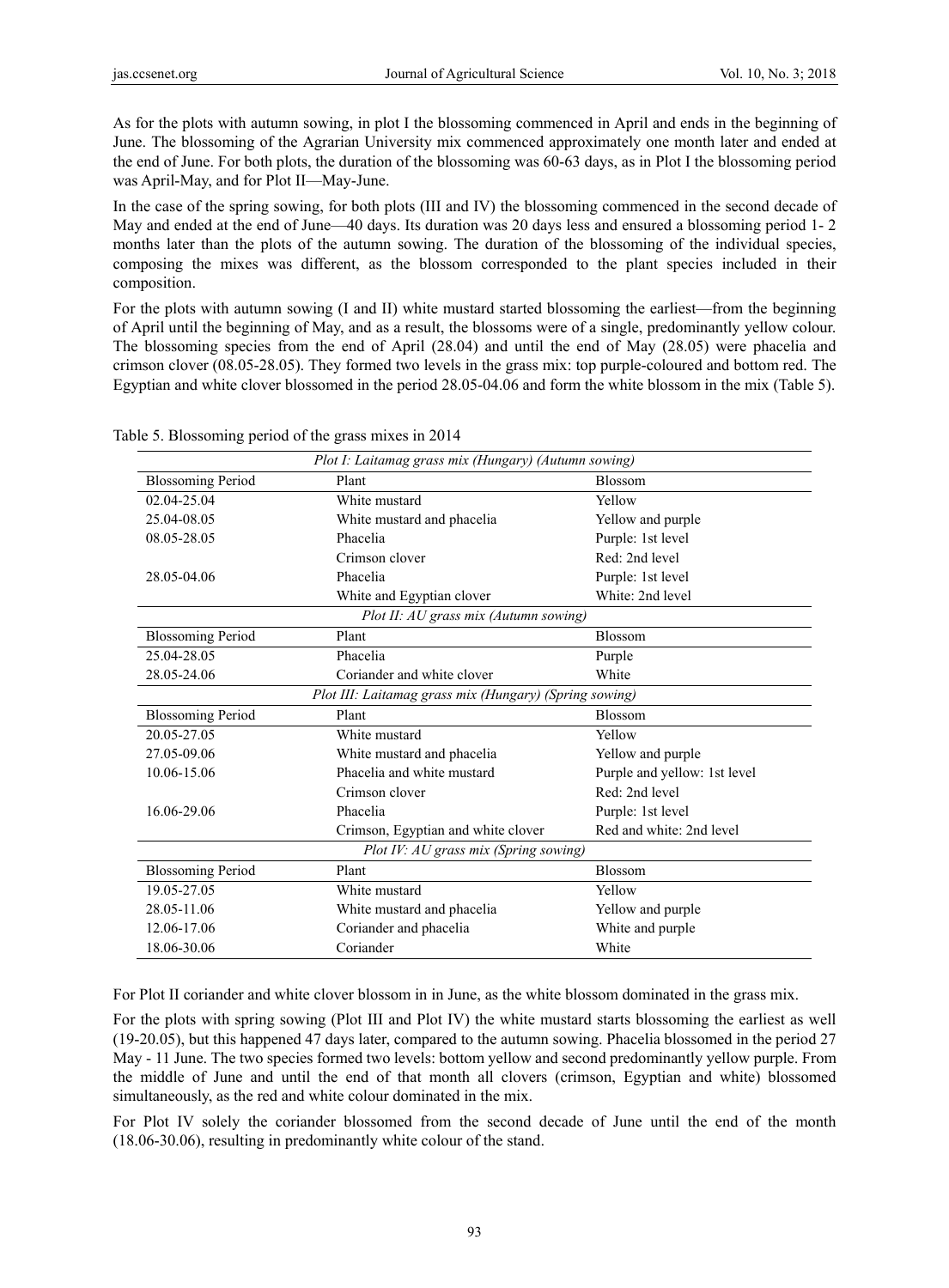As for the plots with autumn sowing, in plot I the blossoming commenced in April and ends in the beginning of June. The blossoming of the Agrarian University mix commenced approximately one month later and ended at the end of June. For both plots, the duration of the blossoming was 60-63 days, as in Plot I the blossoming period was April-May, and for Plot II—May-June.

In the case of the spring sowing, for both plots (III and IV) the blossoming commenced in the second decade of May and ended at the end of June—40 days. Its duration was 20 days less and ensured a blossoming period 1- 2 months later than the plots of the autumn sowing. The duration of the blossoming of the individual species, composing the mixes was different, as the blossom corresponded to the plant species included in their composition.

For the plots with autumn sowing (I and II) white mustard started blossoming the earliest—from the beginning of April until the beginning of May, and as a result, the blossoms were of a single, predominantly yellow colour. The blossoming species from the end of April (28.04) and until the end of May (28.05) were phacelia and crimson clover (08.05-28.05). They formed two levels in the grass mix: top purple-coloured and bottom red. The Egyptian and white clover blossomed in the period 28.05-04.06 and form the white blossom in the mix (Table 5).

Table 5. Blossoming period of the grass mixes in 2014

| *Plot I: Laitamag grass mix (Hungary) (Autumn sowing)* | | |
|---|---|---|
| Blossoming Period | Plant | Blossom |
| 02.04-25.04 | White mustard | Yellow |
| 25.04-08.05 | White mustard and phacelia | Yellow and purple |
| 08.05-28.05 | Phacelia | Purple: 1st level |
| | Crimson clover | Red: 2nd level |
| 28.05-04.06 | Phacelia | Purple: 1st level |
| | White and Egyptian clover | White: 2nd level |
| *Plot II: AU grass mix (Autumn sowing)* | | |
| Blossoming Period | Plant | Blossom |
| 25.04-28.05 | Phacelia | Purple |
| 28.05-24.06 | Coriander and white clover | White |
| *Plot III: Laitamag grass mix (Hungary) (Spring sowing)* | | |
| Blossoming Period | Plant | Blossom |
| 20.05-27.05 | White mustard | Yellow |
| 27.05-09.06 | White mustard and phacelia | Yellow and purple |
| 10.06-15.06 | Phacelia and white mustard | Purple and yellow: 1st level |
| | Crimson clover | Red: 2nd level |
| 16.06-29.06 | Phacelia | Purple: 1st level |
| | Crimson, Egyptian and white clover | Red and white: 2nd level |
| *Plot IV: AU grass mix (Spring sowing)* | | |
| Blossoming Period | Plant | Blossom |
| 19.05-27.05 | White mustard | Yellow |
| 28.05-11.06 | White mustard and phacelia | Yellow and purple |
| 12.06-17.06 | Coriander and phacelia | White and purple |
| 18.06-30.06 | Coriander | White |

For Plot II coriander and white clover blossom in in June, as the white blossom dominated in the grass mix.

For the plots with spring sowing (Plot III and Plot IV) the white mustard starts blossoming the earliest as well (19-20.05), but this happened 47 days later, compared to the autumn sowing. Phacelia blossomed in the period 27 May - 11 June. The two species formed two levels: bottom yellow and second predominantly yellow purple. From the middle of June and until the end of that month all clovers (crimson, Egyptian and white) blossomed simultaneously, as the red and white colour dominated in the mix.

For Plot IV solely the coriander blossomed from the second decade of June until the end of the month (18.06-30.06), resulting in predominantly white colour of the stand.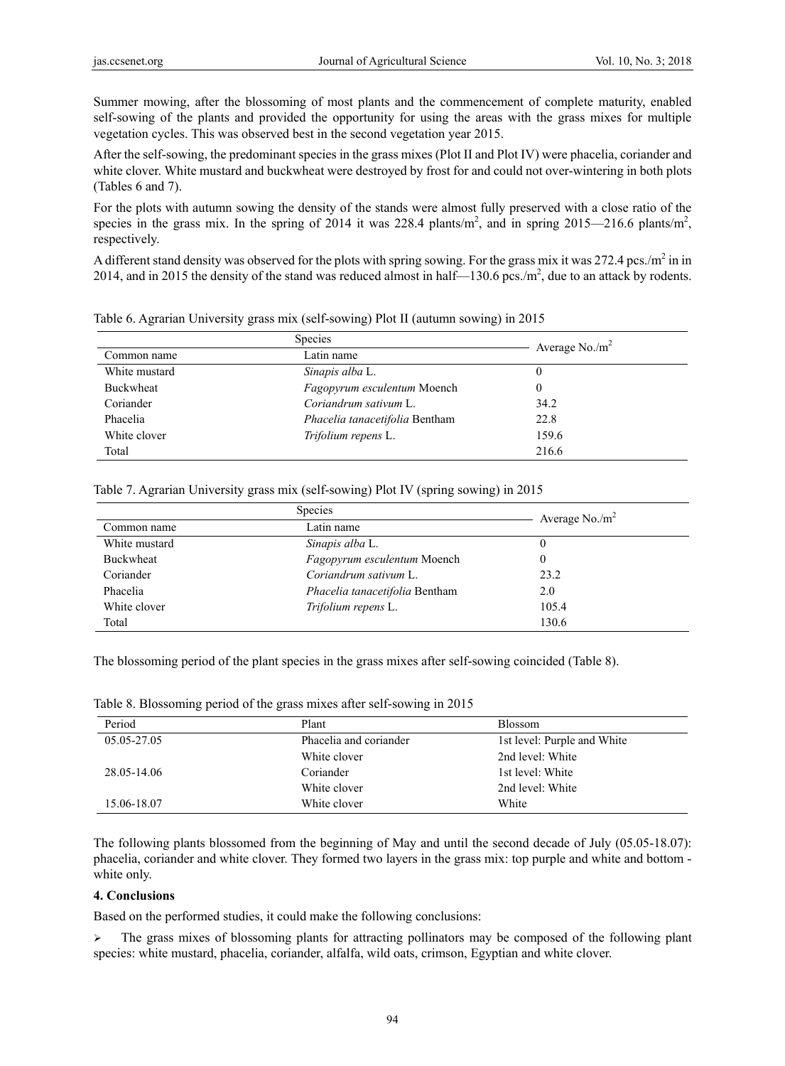Summer mowing, after the blossoming of most plants and the commencement of complete maturity, enabled self-sowing of the plants and provided the opportunity for using the areas with the grass mixes for multiple vegetation cycles. This was observed best in the second vegetation year 2015.

After the self-sowing, the predominant species in the grass mixes (Plot II and Plot IV) were phacelia, coriander and white clover. White mustard and buckwheat were destroyed by frost for and could not over-wintering in both plots (Tables 6 and 7).

For the plots with autumn sowing the density of the stands were almost fully preserved with a close ratio of the species in the grass mix. In the spring of 2014 it was 228.4 plants/m$^2$, and in spring 2015—216.6 plants/m$^2$, respectively.

A different stand density was observed for the plots with spring sowing. For the grass mix it was 272.4 pcs./m$^2$ in in 2014, and in 2015 the density of the stand was reduced almost in half—130.6 pcs./m$^2$, due to an attack by rodents.

Table 6. Agrarian University grass mix (self-sowing) Plot II (autumn sowing) in 2015

| Species | | Average No./m$^2$ |
|---|---|---|
| Common name | Latin name | |
| White mustard | *Sinapis alba* L. | 0 |
| Buckwheat | *Fagopyrum esculentum* Moench | 0 |
| Coriander | *Coriandrum sativum* L. | 34.2 |
| Phacelia | *Phacelia tanacetifolia* Bentham | 22.8 |
| White clover | *Trifolium repens* L. | 159.6 |
| Total | | 216.6 |

Table 7. Agrarian University grass mix (self-sowing) Plot IV (spring sowing) in 2015

| Species | | Average No./m$^2$ |
|---|---|---|
| Common name | Latin name | |
| White mustard | *Sinapis alba* L. | 0 |
| Buckwheat | *Fagopyrum esculentum* Moench | 0 |
| Coriander | *Coriandrum sativum* L. | 23.2 |
| Phacelia | *Phacelia tanacetifolia* Bentham | 2.0 |
| White clover | *Trifolium repens* L. | 105.4 |
| Total | | 130.6 |

The blossoming period of the plant species in the grass mixes after self-sowing coincided (Table 8).

Table 8. Blossoming period of the grass mixes after self-sowing in 2015

| Period | Plant | Blossom |
|---|---|---|
| 05.05-27.05 | Phacelia and coriander | 1st level: Purple and White |
| | White clover | 2nd level: White |
| 28.05-14.06 | Coriander | 1st level: White |
| | White clover | 2nd level: White |
| 15.06-18.07 | White clover | White |

The following plants blossomed from the beginning of May and until the second decade of July (05.05-18.07): phacelia, coriander and white clover. They formed two layers in the grass mix: top purple and white and bottom - white only.

## 4. Conclusions

Based on the performed studies, it could make the following conclusions:

- The grass mixes of blossoming plants for attracting pollinators may be composed of the following plant species: white mustard, phacelia, coriander, alfalfa, wild oats, crimson, Egyptian and white clover.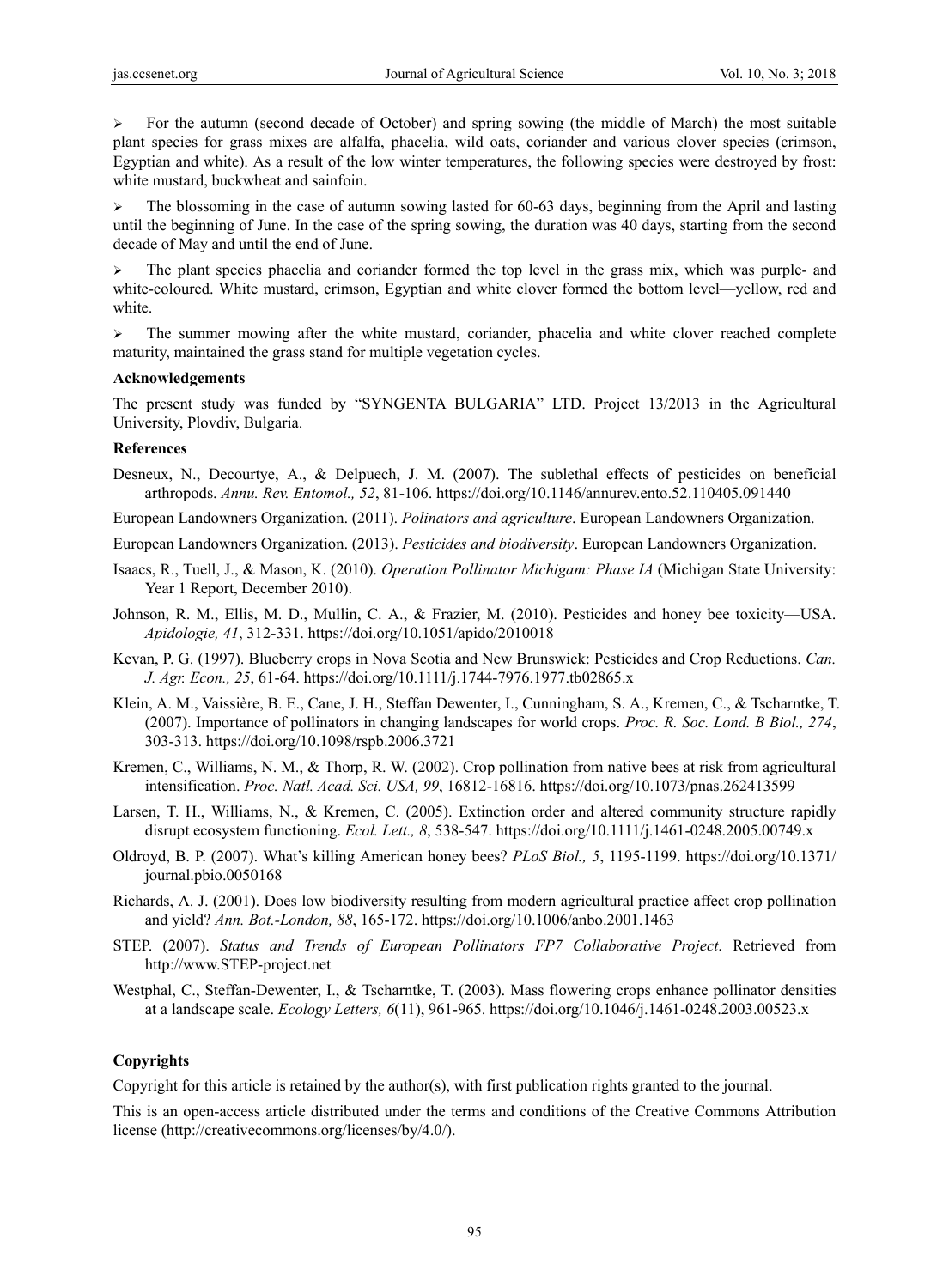- For the autumn (second decade of October) and spring sowing (the middle of March) the most suitable plant species for grass mixes are alfalfa, phacelia, wild oats, coriander and various clover species (crimson, Egyptian and white). As a result of the low winter temperatures, the following species were destroyed by frost: white mustard, buckwheat and sainfoin.
- The blossoming in the case of autumn sowing lasted for 60-63 days, beginning from the April and lasting until the beginning of June. In the case of the spring sowing, the duration was 40 days, starting from the second decade of May and until the end of June.
- The plant species phacelia and coriander formed the top level in the grass mix, which was purple- and white-coloured. White mustard, crimson, Egyptian and white clover formed the bottom level—yellow, red and white.
- The summer mowing after the white mustard, coriander, phacelia and white clover reached complete maturity, maintained the grass stand for multiple vegetation cycles.

### Acknowledgements

The present study was funded by "SYNGENTA BULGARIA" LTD. Project 13/2013 in the Agricultural University, Plovdiv, Bulgaria.

### References

Desneux, N., Decourtye, A., & Delpuech, J. M. (2007). The sublethal effects of pesticides on beneficial arthropods. *Annu. Rev. Entomol., 52*, 81-106. https://doi.org/10.1146/annurev.ento.52.110405.091440

European Landowners Organization. (2011). *Polinators and agriculture*. European Landowners Organization.

European Landowners Organization. (2013). *Pesticides and biodiversity*. European Landowners Organization.

Isaacs, R., Tuell, J., & Mason, K. (2010). *Operation Pollinator Michigam: Phase IA* (Michigan State University: Year 1 Report, December 2010).

Johnson, R. M., Ellis, M. D., Mullin, C. A., & Frazier, M. (2010). Pesticides and honey bee toxicity—USA. *Apidologie, 41*, 312-331. https://doi.org/10.1051/apido/2010018

Kevan, P. G. (1997). Blueberry crops in Nova Scotia and New Brunswick: Pesticides and Crop Reductions. *Can. J. Agr. Econ., 25*, 61-64. https://doi.org/10.1111/j.1744-7976.1977.tb02865.x

Klein, A. M., Vaissière, B. E., Cane, J. H., Steffan Dewenter, I., Cunningham, S. A., Kremen, C., & Tscharntke, T. (2007). Importance of pollinators in changing landscapes for world crops. *Proc. R. Soc. Lond. B Biol., 274*, 303-313. https://doi.org/10.1098/rspb.2006.3721

Kremen, C., Williams, N. M., & Thorp, R. W. (2002). Crop pollination from native bees at risk from agricultural intensification. *Proc. Natl. Acad. Sci. USA, 99*, 16812-16816. https://doi.org/10.1073/pnas.262413599

Larsen, T. H., Williams, N., & Kremen, C. (2005). Extinction order and altered community structure rapidly disrupt ecosystem functioning. *Ecol. Lett., 8*, 538-547. https://doi.org/10.1111/j.1461-0248.2005.00749.x

Oldroyd, B. P. (2007). What's killing American honey bees? *PLoS Biol., 5*, 1195-1199. https://doi.org/10.1371/journal.pbio.0050168

Richards, A. J. (2001). Does low biodiversity resulting from modern agricultural practice affect crop pollination and yield? *Ann. Bot.-London, 88*, 165-172. https://doi.org/10.1006/anbo.2001.1463

STEP. (2007). *Status and Trends of European Pollinators FP7 Collaborative Project*. Retrieved from http://www.STEP-project.net

Westphal, C., Steffan-Dewenter, I., & Tscharntke, T. (2003). Mass flowering crops enhance pollinator densities at a landscape scale. *Ecology Letters, 6*(11), 961-965. https://doi.org/10.1046/j.1461-0248.2003.00523.x

### Copyrights

Copyright for this article is retained by the author(s), with first publication rights granted to the journal.

This is an open-access article distributed under the terms and conditions of the Creative Commons Attribution license (http://creativecommons.org/licenses/by/4.0/).